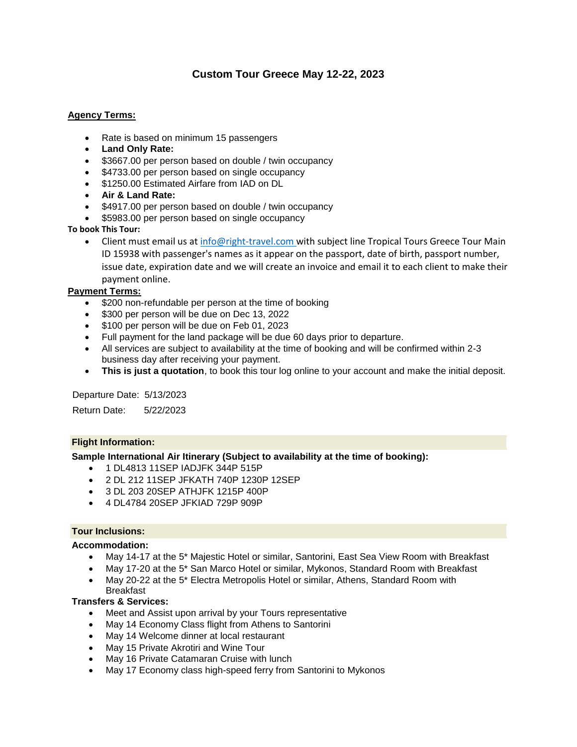# Custom Tour Greece May 12-22, 2023

## Agency Terms:

- Rate is based on minimum 15 passengers
- **Land Only Rate:**
- $3667.00 per person based on double / twin occupancy
- $4733.00 per person based on single occupancy
- $1250.00 Estimated Airfare from IAD on DL
- **Air & Land Rate:**
- $4917.00 per person based on double / twin occupancy
- $5983.00 per person based on single occupancy

**To book This Tour:**

- Client must email us at info@right-travel.com with subject line Tropical Tours Greece Tour Main ID 15938 with passenger's names as it appear on the passport, date of birth, passport number, issue date, expiration date and we will create an invoice and email it to each client to make their payment online.

## Payment Terms:

- $200 non-refundable per person at the time of booking
- $300 per person will be due on Dec 13, 2022
- $100 per person will be due on Feb 01, 2023
- Full payment for the land package will be due 60 days prior to departure.
- All services are subject to availability at the time of booking and will be confirmed within 2-3 business day after receiving your payment.
- **This is just a quotation**, to book this tour log online to your account and make the initial deposit.

Departure Date: 5/13/2023

Return Date: 5/22/2023

## Flight Information:

**Sample International Air Itinerary (Subject to availability at the time of booking):**

- 1 DL4813 11SEP IADJFK 344P 515P
- 2 DL 212 11SEP JFKATH 740P 1230P 12SEP
- 3 DL 203 20SEP ATHJFK 1215P 400P
- 4 DL4784 20SEP JFKIAD 729P 909P

## Tour Inclusions:

**Accommodation:**

- May 14-17 at the 5* Majestic Hotel or similar, Santorini, East Sea View Room with Breakfast
- May 17-20 at the 5* San Marco Hotel or similar, Mykonos, Standard Room with Breakfast
- May 20-22 at the 5* Electra Metropolis Hotel or similar, Athens, Standard Room with Breakfast

**Transfers & Services:**

- Meet and Assist upon arrival by your Tours representative
- May 14 Economy Class flight from Athens to Santorini
- May 14 Welcome dinner at local restaurant
- May 15 Private Akrotiri and Wine Tour
- May 16 Private Catamaran Cruise with lunch
- May 17 Economy class high-speed ferry from Santorini to Mykonos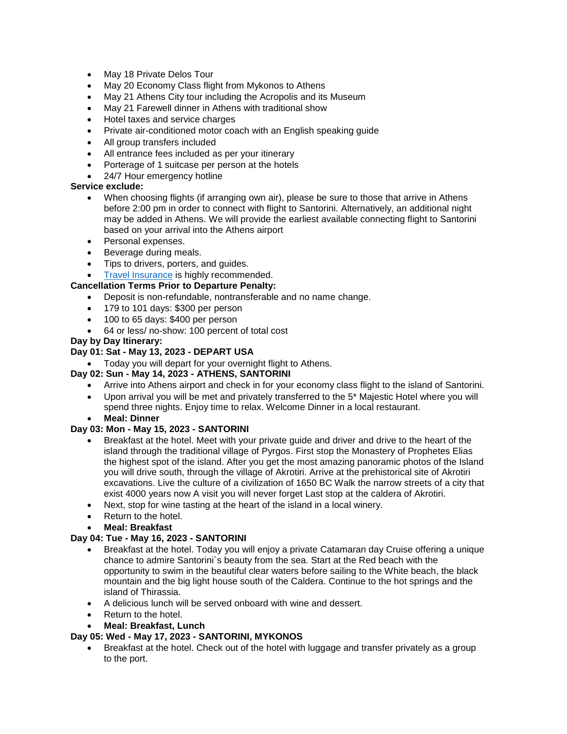- May 18 Private Delos Tour
- May 20 Economy Class flight from Mykonos to Athens
- May 21 Athens City tour including the Acropolis and its Museum
- May 21 Farewell dinner in Athens with traditional show
- Hotel taxes and service charges
- Private air-conditioned motor coach with an English speaking guide
- All group transfers included
- All entrance fees included as per your itinerary
- Porterage of 1 suitcase per person at the hotels
- 24/7 Hour emergency hotline

**Service exclude:**

- When choosing flights (if arranging own air), please be sure to those that arrive in Athens before 2:00 pm in order to connect with flight to Santorini. Alternatively, an additional night may be added in Athens. We will provide the earliest available connecting flight to Santorini based on your arrival into the Athens airport
- Personal expenses.
- Beverage during meals.
- Tips to drivers, porters, and guides.
- Travel Insurance is highly recommended.

**Cancellation Terms Prior to Departure Penalty:**

- Deposit is non-refundable, nontransferable and no name change.
- 179 to 101 days: $300 per person
- 100 to 65 days: $400 per person
- 64 or less/ no-show: 100 percent of total cost

**Day by Day Itinerary:**

**Day 01: Sat - May 13, 2023 - DEPART USA**

- Today you will depart for your overnight flight to Athens.

**Day 02: Sun - May 14, 2023 - ATHENS, SANTORINI**

- Arrive into Athens airport and check in for your economy class flight to the island of Santorini.
- Upon arrival you will be met and privately transferred to the 5* Majestic Hotel where you will spend three nights. Enjoy time to relax. Welcome Dinner in a local restaurant.
- **Meal: Dinner**

**Day 03: Mon - May 15, 2023 - SANTORINI**

- Breakfast at the hotel. Meet with your private guide and driver and drive to the heart of the island through the traditional village of Pyrgos. First stop the Monastery of Prophetes Elias the highest spot of the island. After you get the most amazing panoramic photos of the Island you will drive south, through the village of Akrotiri. Arrive at the prehistorical site of Akrotiri excavations. Live the culture of a civilization of 1650 BC Walk the narrow streets of a city that exist 4000 years now A visit you will never forget Last stop at the caldera of Akrotiri.
- Next, stop for wine tasting at the heart of the island in a local winery.
- Return to the hotel.
- **Meal: Breakfast**

**Day 04: Tue - May 16, 2023 - SANTORINI**

- Breakfast at the hotel. Today you will enjoy a private Catamaran day Cruise offering a unique chance to admire Santorini`s beauty from the sea. Start at the Red beach with the opportunity to swim in the beautiful clear waters before sailing to the White beach, the black mountain and the big light house south of the Caldera. Continue to the hot springs and the island of Thirassia.
- A delicious lunch will be served onboard with wine and dessert.
- Return to the hotel.
- **Meal: Breakfast, Lunch**

**Day 05: Wed - May 17, 2023 - SANTORINI, MYKONOS**

- Breakfast at the hotel. Check out of the hotel with luggage and transfer privately as a group to the port.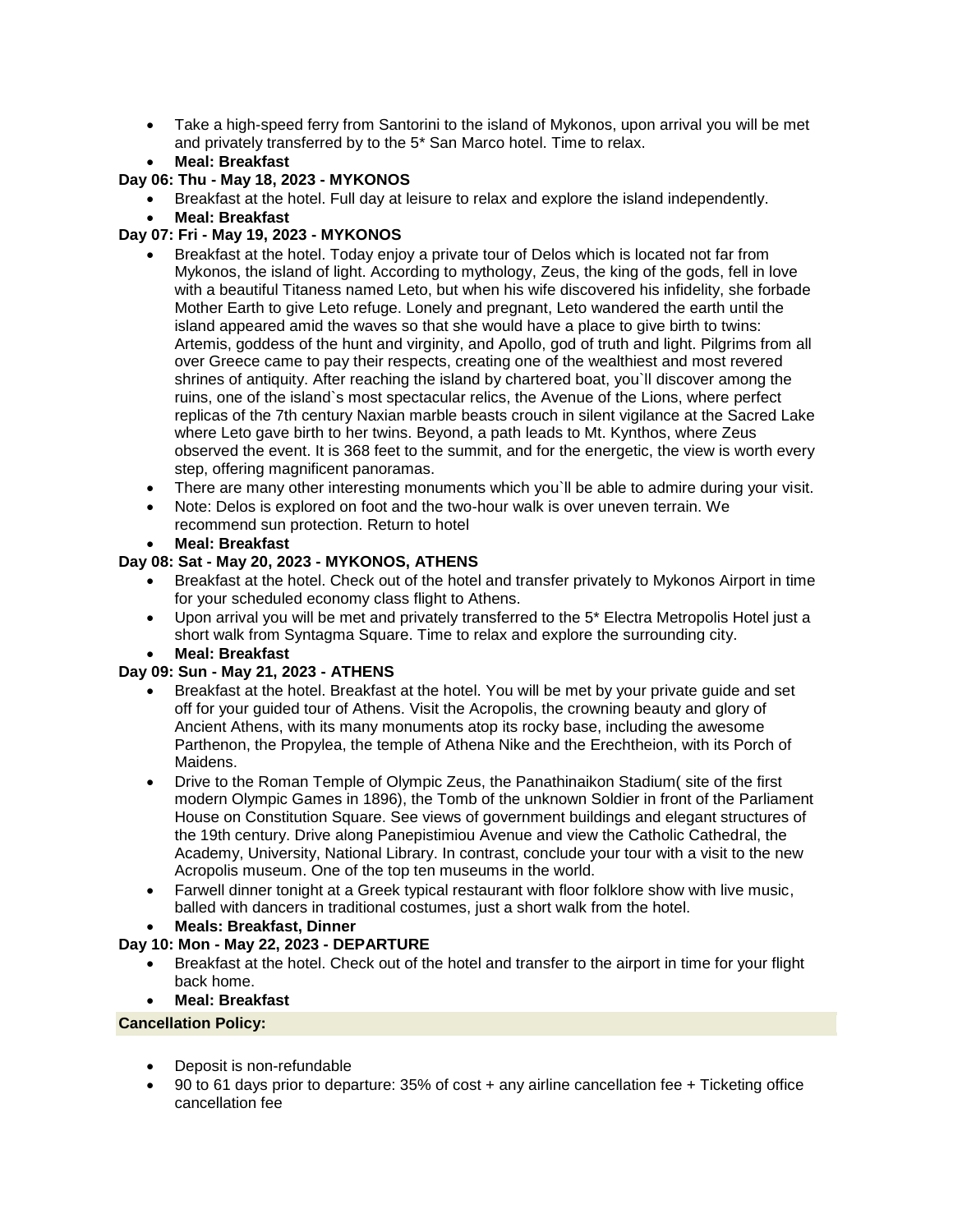- Take a high-speed ferry from Santorini to the island of Mykonos, upon arrival you will be met and privately transferred by to the 5* San Marco hotel. Time to relax.
- **Meal: Breakfast**

**Day 06: Thu - May 18, 2023 - MYKONOS**

- Breakfast at the hotel. Full day at leisure to relax and explore the island independently.
- **Meal: Breakfast**

**Day 07: Fri - May 19, 2023 - MYKONOS**

- Breakfast at the hotel. Today enjoy a private tour of Delos which is located not far from Mykonos, the island of light. According to mythology, Zeus, the king of the gods, fell in love with a beautiful Titaness named Leto, but when his wife discovered his infidelity, she forbade Mother Earth to give Leto refuge. Lonely and pregnant, Leto wandered the earth until the island appeared amid the waves so that she would have a place to give birth to twins: Artemis, goddess of the hunt and virginity, and Apollo, god of truth and light. Pilgrims from all over Greece came to pay their respects, creating one of the wealthiest and most revered shrines of antiquity. After reaching the island by chartered boat, you`ll discover among the ruins, one of the island`s most spectacular relics, the Avenue of the Lions, where perfect replicas of the 7th century Naxian marble beasts crouch in silent vigilance at the Sacred Lake where Leto gave birth to her twins. Beyond, a path leads to Mt. Kynthos, where Zeus observed the event. It is 368 feet to the summit, and for the energetic, the view is worth every step, offering magnificent panoramas.
- There are many other interesting monuments which you`ll be able to admire during your visit.
- Note: Delos is explored on foot and the two-hour walk is over uneven terrain. We recommend sun protection. Return to hotel
- **Meal: Breakfast**

**Day 08: Sat - May 20, 2023 - MYKONOS, ATHENS**

- Breakfast at the hotel. Check out of the hotel and transfer privately to Mykonos Airport in time for your scheduled economy class flight to Athens.
- Upon arrival you will be met and privately transferred to the 5* Electra Metropolis Hotel just a short walk from Syntagma Square. Time to relax and explore the surrounding city.
- **Meal: Breakfast**

**Day 09: Sun - May 21, 2023 - ATHENS**

- Breakfast at the hotel. Breakfast at the hotel. You will be met by your private guide and set off for your guided tour of Athens. Visit the Acropolis, the crowning beauty and glory of Ancient Athens, with its many monuments atop its rocky base, including the awesome Parthenon, the Propylea, the temple of Athena Nike and the Erechtheion, with its Porch of Maidens.
- Drive to the Roman Temple of Olympic Zeus, the Panathinaikon Stadium( site of the first modern Olympic Games in 1896), the Tomb of the unknown Soldier in front of the Parliament House on Constitution Square. See views of government buildings and elegant structures of the 19th century. Drive along Panepistimiou Avenue and view the Catholic Cathedral, the Academy, University, National Library. In contrast, conclude your tour with a visit to the new Acropolis museum. One of the top ten museums in the world.
- Farwell dinner tonight at a Greek typical restaurant with floor folklore show with live music, balled with dancers in traditional costumes, just a short walk from the hotel.
- **Meals: Breakfast, Dinner**

**Day 10: Mon - May 22, 2023 - DEPARTURE**

- Breakfast at the hotel. Check out of the hotel and transfer to the airport in time for your flight back home.
- **Meal: Breakfast**

**Cancellation Policy:**

- Deposit is non-refundable
- 90 to 61 days prior to departure: 35% of cost + any airline cancellation fee + Ticketing office cancellation fee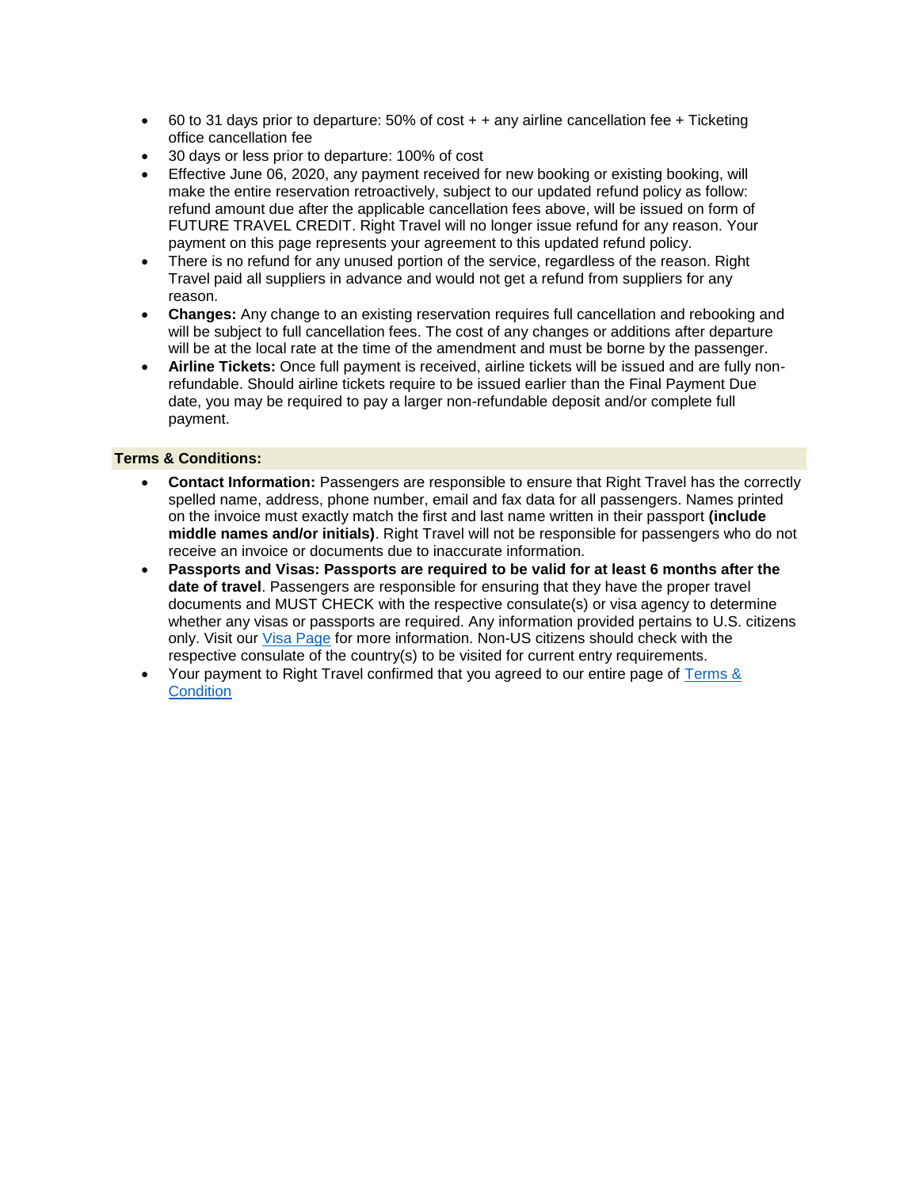- 60 to 31 days prior to departure: 50% of cost + + any airline cancellation fee + Ticketing office cancellation fee
- 30 days or less prior to departure: 100% of cost
- Effective June 06, 2020, any payment received for new booking or existing booking, will make the entire reservation retroactively, subject to our updated refund policy as follow: refund amount due after the applicable cancellation fees above, will be issued on form of FUTURE TRAVEL CREDIT. Right Travel will no longer issue refund for any reason. Your payment on this page represents your agreement to this updated refund policy.
- There is no refund for any unused portion of the service, regardless of the reason. Right Travel paid all suppliers in advance and would not get a refund from suppliers for any reason.
- **Changes:** Any change to an existing reservation requires full cancellation and rebooking and will be subject to full cancellation fees. The cost of any changes or additions after departure will be at the local rate at the time of the amendment and must be borne by the passenger.
- **Airline Tickets:** Once full payment is received, airline tickets will be issued and are fully non-refundable. Should airline tickets require to be issued earlier than the Final Payment Due date, you may be required to pay a larger non-refundable deposit and/or complete full payment.

**Terms & Conditions:**

- **Contact Information:** Passengers are responsible to ensure that Right Travel has the correctly spelled name, address, phone number, email and fax data for all passengers. Names printed on the invoice must exactly match the first and last name written in their passport **(include middle names and/or initials)**. Right Travel will not be responsible for passengers who do not receive an invoice or documents due to inaccurate information.
- **Passports and Visas: Passports are required to be valid for at least 6 months after the date of travel**. Passengers are responsible for ensuring that they have the proper travel documents and MUST CHECK with the respective consulate(s) or visa agency to determine whether any visas or passports are required. Any information provided pertains to U.S. citizens only. Visit our Visa Page for more information. Non-US citizens should check with the respective consulate of the country(s) to be visited for current entry requirements.
- Your payment to Right Travel confirmed that you agreed to our entire page of Terms & Condition